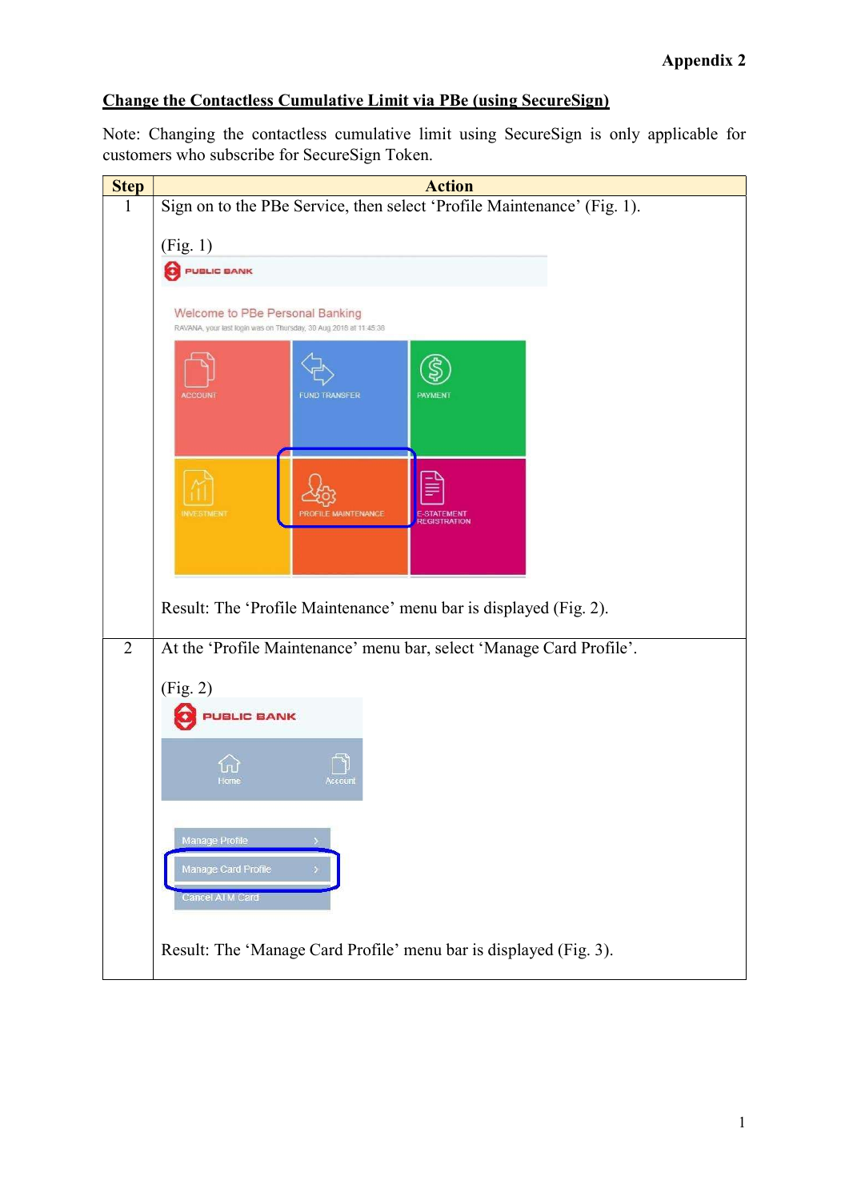Appendix 2

## Change the Contactless Cumulative Limit via PBe (using SecureSign)

Note: Changing the contactless cumulative limit using SecureSign is only applicable for customers who subscribe for SecureSign Token.

| Step | Action |
| --- | --- |
| 1 | Sign on to the PBe Service, then select 'Profile Maintenance' (Fig. 1).<br><br>(Fig. 1)<br><br>Result: The 'Profile Maintenance' menu bar is displayed (Fig. 2). |
| 2 | At the 'Profile Maintenance' menu bar, select 'Manage Card Profile'.<br><br>(Fig. 2)<br><br>Result: The 'Manage Card Profile' menu bar is displayed (Fig. 3). |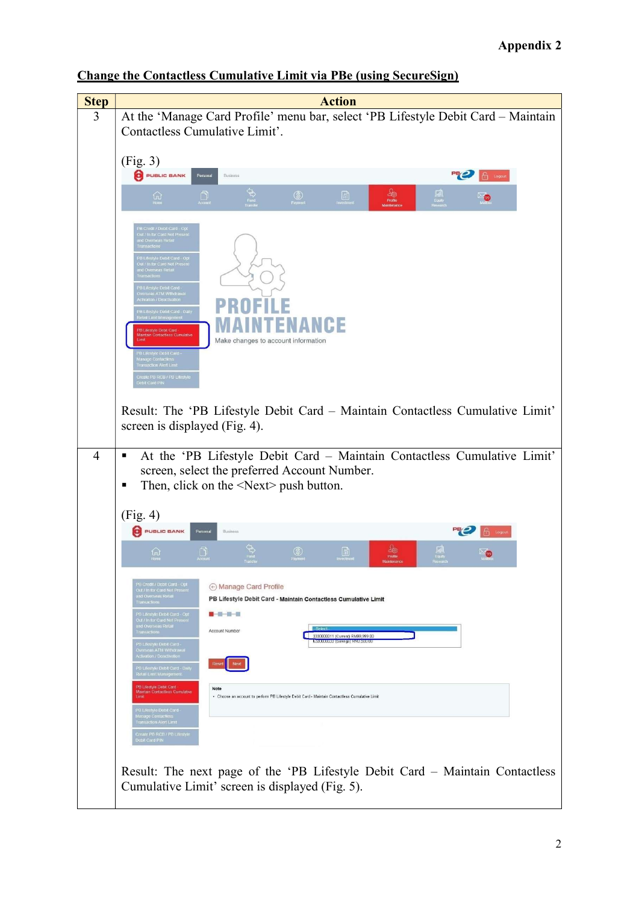Appendix 2

**Change the Contactless Cumulative Limit via PBe (using SecureSign)**

| Step | Action |
|---|---|
| 3 | At the 'Manage Card Profile' menu bar, select 'PB Lifestyle Debit Card – Maintain Contactless Cumulative Limit'.<br><br>(Fig. 3)<br><br>Result: The 'PB Lifestyle Debit Card – Maintain Contactless Cumulative Limit' screen is displayed (Fig. 4). |
| 4 | ▪ At the 'PB Lifestyle Debit Card – Maintain Contactless Cumulative Limit' screen, select the preferred Account Number.<br>▪ Then, click on the <Next> push button.<br><br>(Fig. 4)<br><br>Result: The next page of the 'PB Lifestyle Debit Card – Maintain Contactless Cumulative Limit' screen is displayed (Fig. 5). |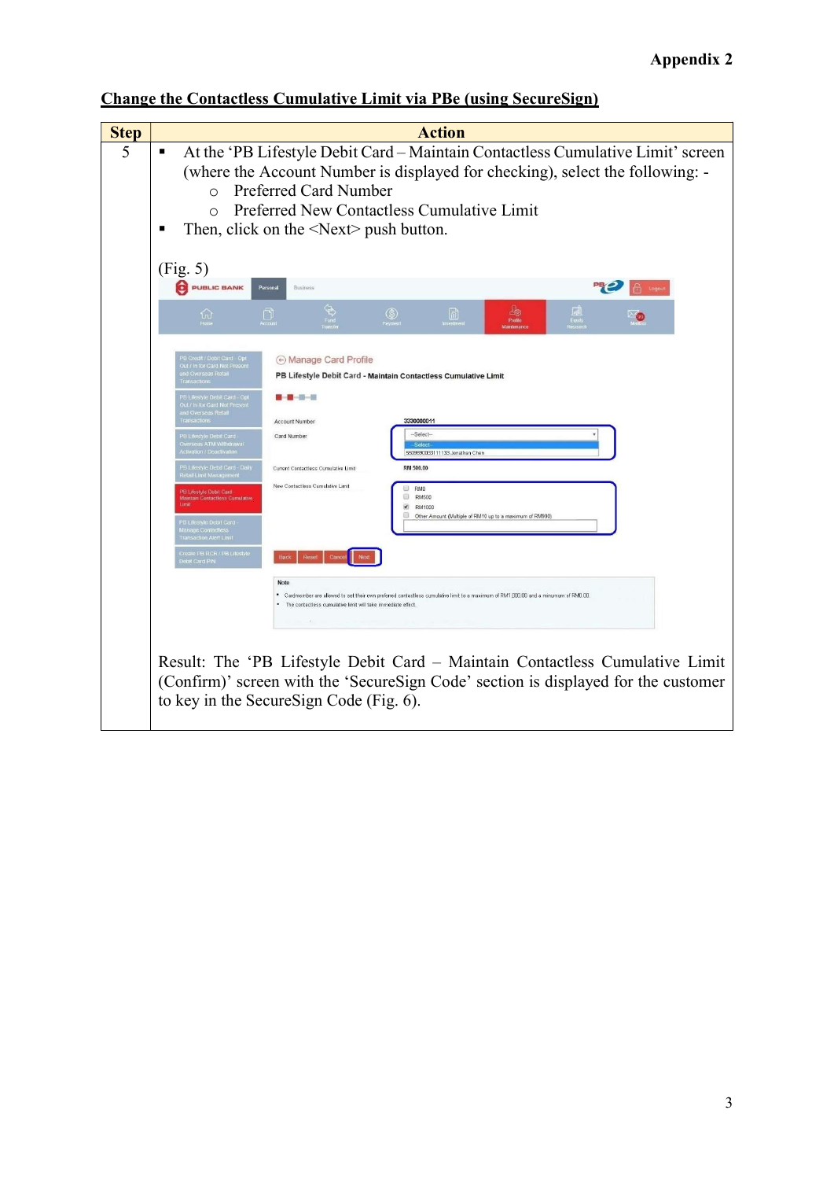Appendix 2

**Change the Contactless Cumulative Limit via PBe (using SecureSign)**

| Step | Action |
|---|---|
| 5 | ▪ At the 'PB Lifestyle Debit Card – Maintain Contactless Cumulative Limit' screen (where the Account Number is displayed for checking), select the following: -<br>  o Preferred Card Number<br>  o Preferred New Contactless Cumulative Limit<br>▪ Then, click on the <Next> push button.<br><br>(Fig. 5)<br><br>Result: The 'PB Lifestyle Debit Card – Maintain Contactless Cumulative Limit (Confirm)' screen with the 'SecureSign Code' section is displayed for the customer to key in the SecureSign Code (Fig. 6). |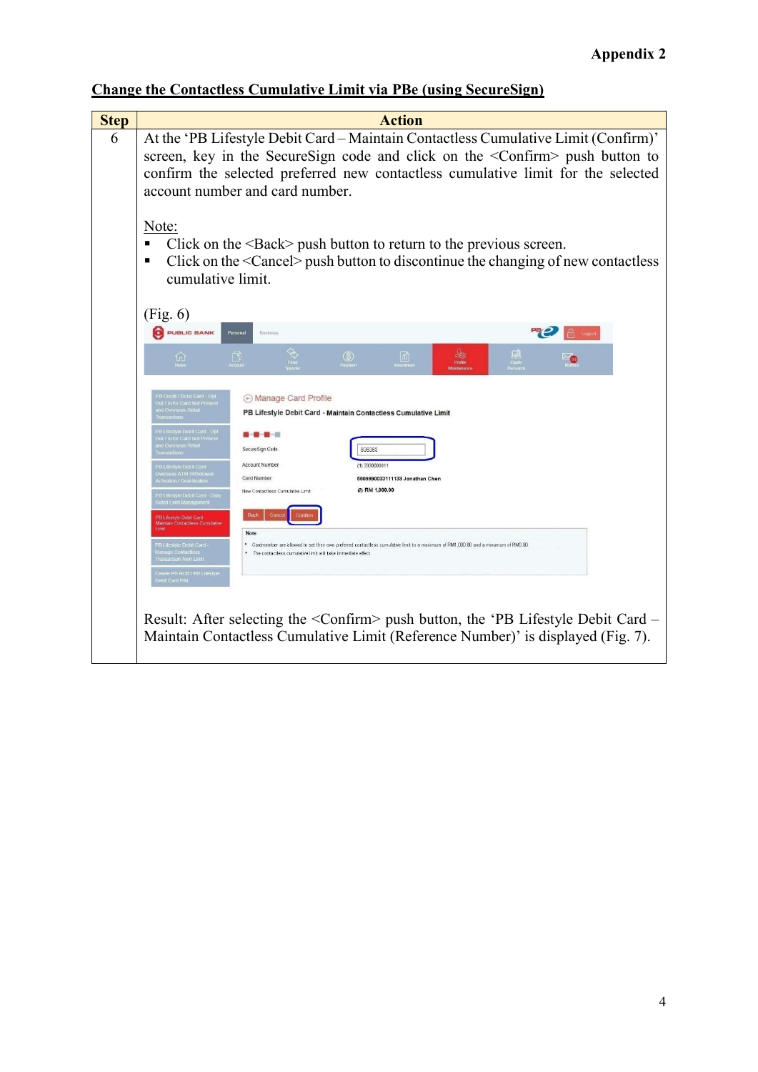**Appendix 2**

## Change the Contactless Cumulative Limit via PBe (using SecureSign)

| Step | Action |
|---|---|
| 6 | At the 'PB Lifestyle Debit Card – Maintain Contactless Cumulative Limit (Confirm)' screen, key in the SecureSign code and click on the <Confirm> push button to confirm the selected preferred new contactless cumulative limit for the selected account number and card number.<br><br>Note:<br>▪ Click on the <Back> push button to return to the previous screen.<br>▪ Click on the <Cancel> push button to discontinue the changing of new contactless cumulative limit.<br><br>(Fig. 6)<br><br>Result: After selecting the <Confirm> push button, the 'PB Lifestyle Debit Card – Maintain Contactless Cumulative Limit (Reference Number)' is displayed (Fig. 7). |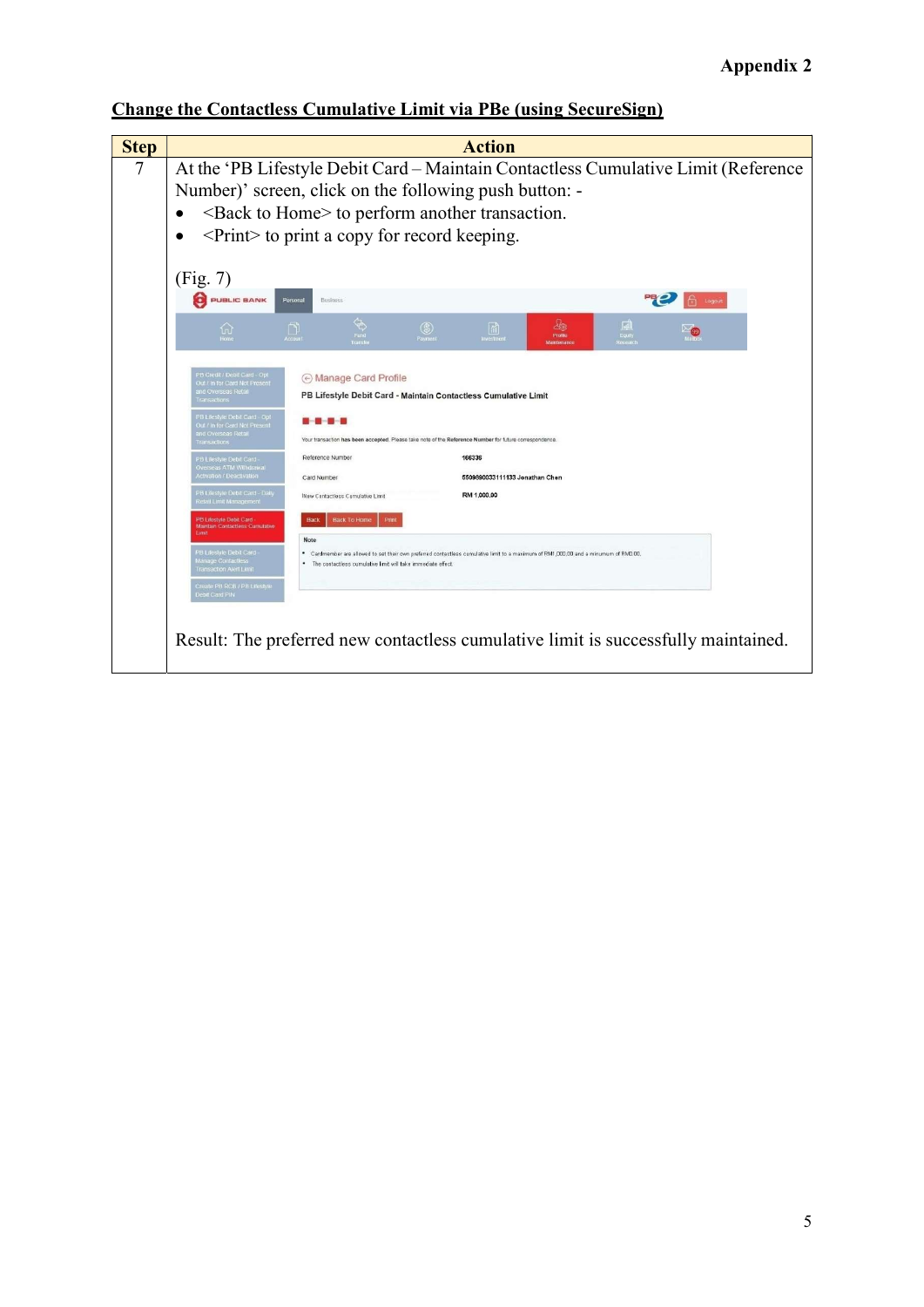Appendix 2

## Change the Contactless Cumulative Limit via PBe (using SecureSign)

| Step | Action |
|---|---|
| 7 | At the 'PB Lifestyle Debit Card – Maintain Contactless Cumulative Limit (Reference Number)' screen, click on the following push button: -<br>• <Back to Home> to perform another transaction.<br>• <Print> to print a copy for record keeping.<br><br>(Fig. 7)<br><br>Result: The preferred new contactless cumulative limit is successfully maintained. |